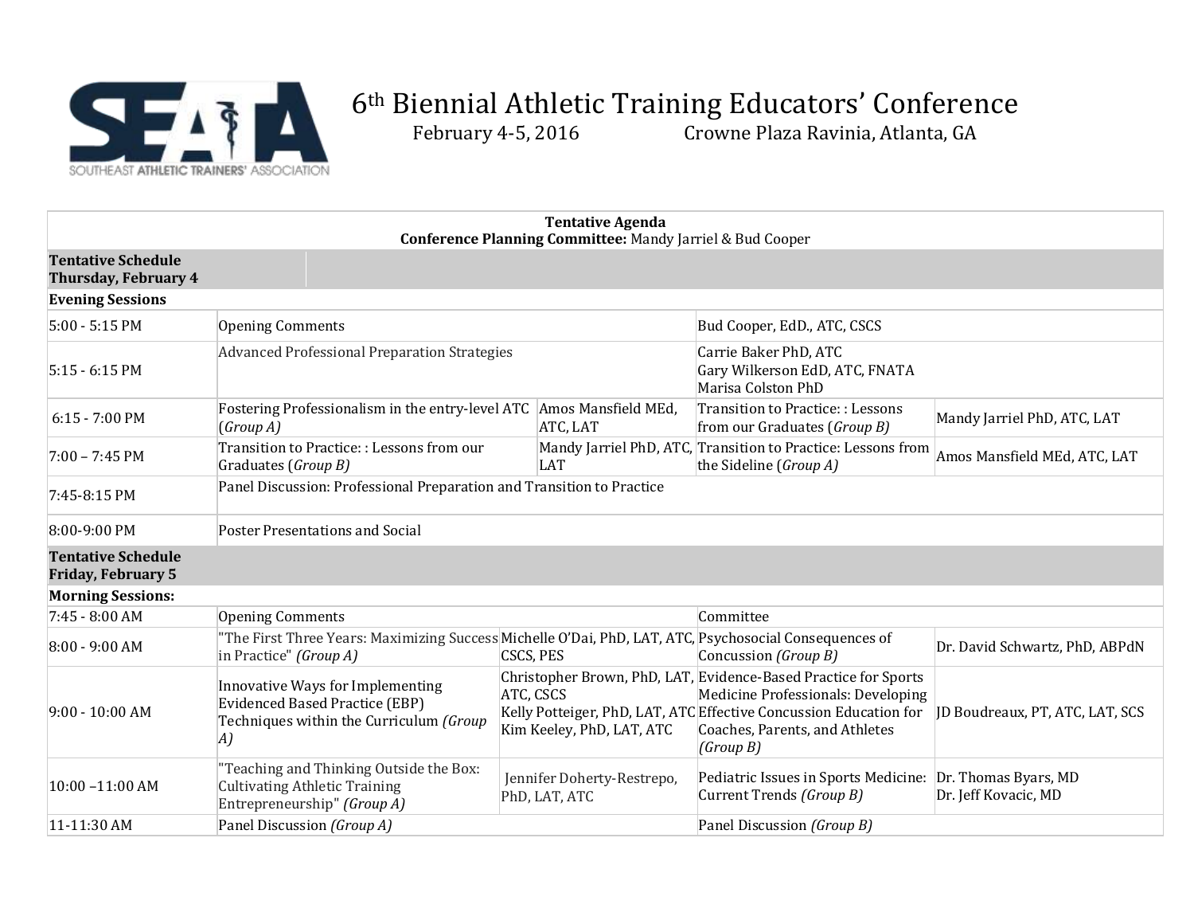# 6th Biennial Athletic Training Educators' Conference

February 4-5, 2016 Crowne Plaza Ravinia, Atlanta, GA

| | | | | |
|---|---|---|---|---|
| **Tentative Agenda**<br>**Conference Planning Committee:** Mandy Jarriel & Bud Cooper | | | | |
| **Tentative Schedule Thursday, February 4** | | | | |
| **Evening Sessions** | | | | |
| 5:00 - 5:15 PM | Opening Comments | | Bud Cooper, EdD., ATC, CSCS | |
| 5:15 - 6:15 PM | Advanced Professional Preparation Strategies | | Carrie Baker PhD, ATC<br>Gary Wilkerson EdD, ATC, FNATA<br>Marisa Colston PhD | |
| 6:15 - 7:00 PM | Fostering Professionalism in the entry-level ATC (*Group A)* | Amos Mansfield MEd, ATC, LAT | Transition to Practice: : Lessons from our Graduates (*Group B)* | Mandy Jarriel PhD, ATC, LAT |
| 7:00 – 7:45 PM | Transition to Practice: : Lessons from our Graduates (*Group B)* | Mandy Jarriel PhD, ATC, LAT | Transition to Practice: Lessons from the Sideline (*Group A)* | Amos Mansfield MEd, ATC, LAT |
| 7:45-8:15 PM | Panel Discussion: Professional Preparation and Transition to Practice | | | |
| 8:00-9:00 PM | Poster Presentations and Social | | | |
| **Tentative Schedule Friday, February 5** | | | | |
| **Morning Sessions:** | | | | |
| 7:45 - 8:00 AM | Opening Comments | | Committee | |
| 8:00 - 9:00 AM | "The First Three Years: Maximizing Success in Practice" *(Group A)* | Michelle O'Dai, PhD, LAT, ATC, CSCS, PES | Psychosocial Consequences of Concussion *(Group B)* | Dr. David Schwartz, PhD, ABPdN |
| 9:00 - 10:00 AM | Innovative Ways for Implementing Evidenced Based Practice (EBP) Techniques within the Curriculum *(Group A)* | Christopher Brown, PhD, LAT, ATC, CSCS<br>Kelly Potteiger, PhD, LAT, ATC<br>Kim Keeley, PhD, LAT, ATC | Evidence-Based Practice for Sports Medicine Professionals: Developing Effective Concussion Education for Coaches, Parents, and Athletes *(Group B)* | JD Boudreaux, PT, ATC, LAT, SCS |
| 10:00 –11:00 AM | "Teaching and Thinking Outside the Box: Cultivating Athletic Training Entrepreneurship" *(Group A)* | Jennifer Doherty-Restrepo, PhD, LAT, ATC | Pediatric Issues in Sports Medicine: Current Trends *(Group B)* | Dr. Thomas Byars, MD<br>Dr. Jeff Kovacic, MD |
| 11-11:30 AM | Panel Discussion *(Group A)* | | Panel Discussion *(Group B)* | |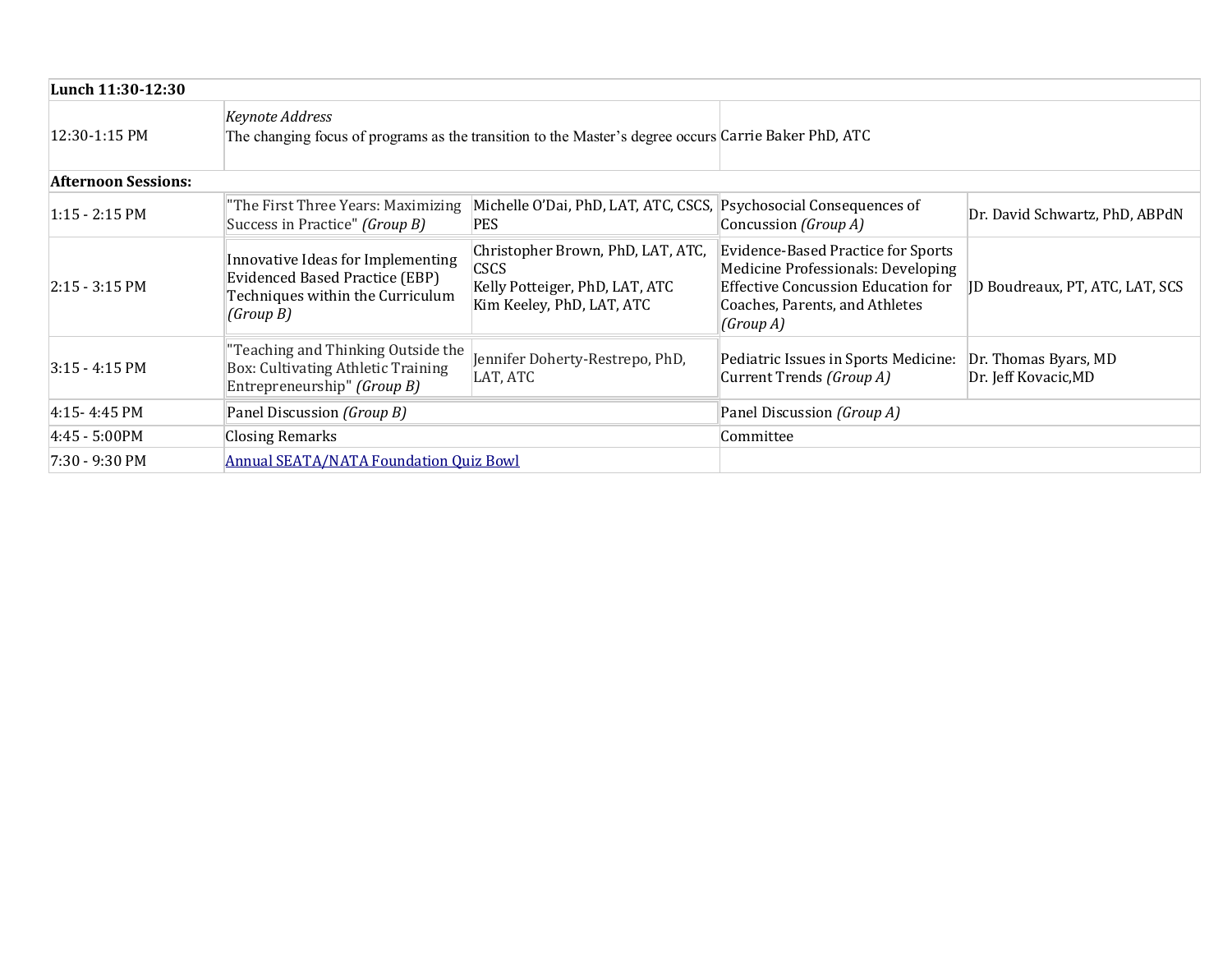| | | | | |
|---|---|---|---|---|
| **Lunch 11:30-12:30** | | | | |
| 12:30-1:15 PM | *Keynote Address* The changing focus of programs as the transition to the Master's degree occurs | | Carrie Baker PhD, ATC | |
| **Afternoon Sessions:** | | | | |
| 1:15 - 2:15 PM | "The First Three Years: Maximizing Success in Practice" *(Group B)* | Michelle O'Dai, PhD, LAT, ATC, CSCS, PES | Psychosocial Consequences of Concussion *(Group A)* | Dr. David Schwartz, PhD, ABPdN |
| 2:15 - 3:15 PM | Innovative Ideas for Implementing Evidenced Based Practice (EBP) Techniques within the Curriculum *(Group B)* | Christopher Brown, PhD, LAT, ATC, CSCS<br>Kelly Potteiger, PhD, LAT, ATC<br>Kim Keeley, PhD, LAT, ATC | Evidence-Based Practice for Sports Medicine Professionals: Developing Effective Concussion Education for Coaches, Parents, and Athletes *(Group A)* | JD Boudreaux, PT, ATC, LAT, SCS |
| 3:15 - 4:15 PM | "Teaching and Thinking Outside the Box: Cultivating Athletic Training Entrepreneurship" *(Group B)* | Jennifer Doherty-Restrepo, PhD, LAT, ATC | Pediatric Issues in Sports Medicine: Current Trends *(Group A)* | Dr. Thomas Byars, MD<br>Dr. Jeff Kovacic,MD |
| 4:15- 4:45 PM | Panel Discussion *(Group B)* | | Panel Discussion *(Group A)* | |
| 4:45 - 5:00PM | Closing Remarks | | Committee | |
| 7:30 - 9:30 PM | Annual SEATA/NATA Foundation Quiz Bowl | | | |